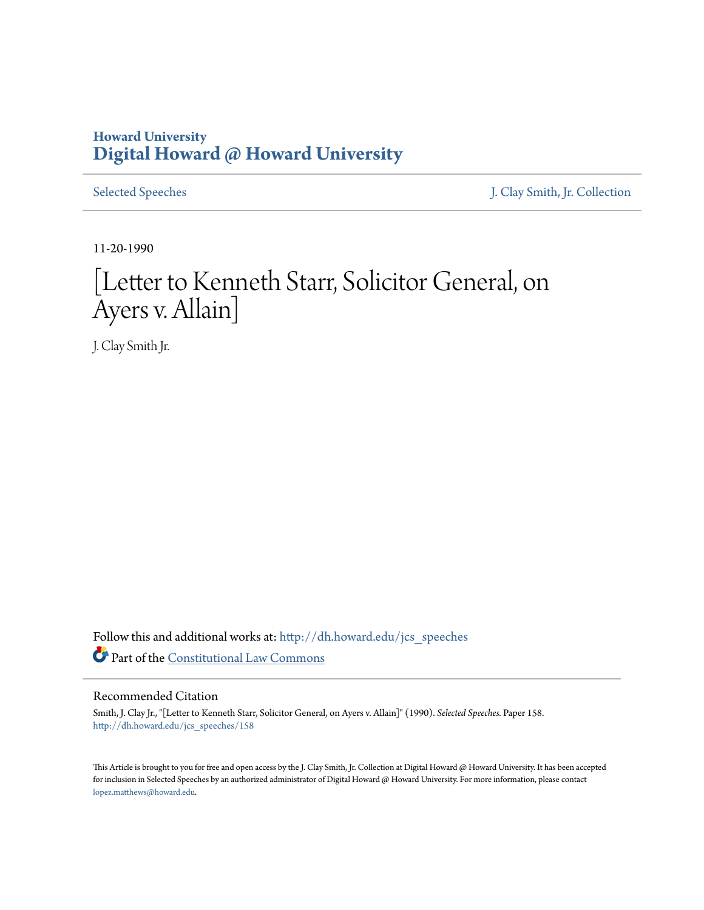Howard University
**Digital Howard @ Howard University**

Selected Speeches | J. Clay Smith, Jr. Collection

11-20-1990

# [Letter to Kenneth Starr, Solicitor General, on Ayers v. Allain]

J. Clay Smith Jr.

Follow this and additional works at: http://dh.howard.edu/jcs_speeches

Part of the Constitutional Law Commons

## Recommended Citation

Smith, J. Clay Jr., "[Letter to Kenneth Starr, Solicitor General, on Ayers v. Allain]" (1990). *Selected Speeches.* Paper 158.
http://dh.howard.edu/jcs_speeches/158

This Article is brought to you for free and open access by the J. Clay Smith, Jr. Collection at Digital Howard @ Howard University. It has been accepted for inclusion in Selected Speeches by an authorized administrator of Digital Howard @ Howard University. For more information, please contact lopez.matthews@howard.edu.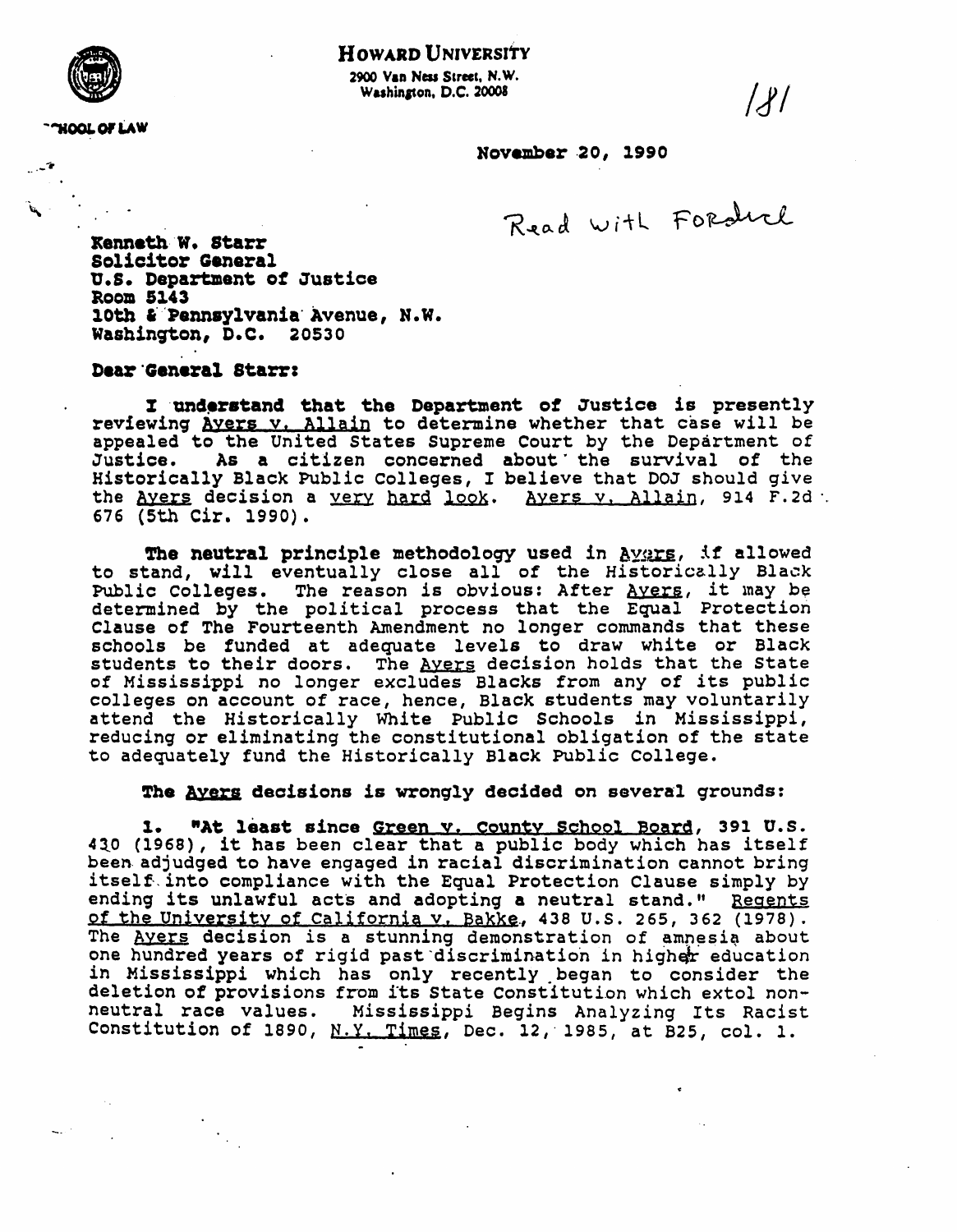HOWARD UNIVERSITY

2900 Van Ness Street, N.W.
Washington, D.C. 20008

SCHOOL OF LAW

181

November 20, 1990

Read with Fordice

Kenneth W. Starr
Solicitor General
U.S. Department of Justice
Room 5143
10th & Pennsylvania Avenue, N.W.
Washington, D.C. 20530

Dear General Starr:

I understand that the Department of Justice is presently reviewing Ayers v. Allain to determine whether that case will be appealed to the United States Supreme Court by the Department of Justice. As a citizen concerned about the survival of the Historically Black Public Colleges, I believe that DOJ should give the Ayers decision a very hard look. Ayers v. Allain, 914 F.2d 676 (5th Cir. 1990).

The neutral principle methodology used in Ayers, if allowed to stand, will eventually close all of the Historically Black Public Colleges. The reason is obvious: After Ayers, it may be determined by the political process that the Equal Protection Clause of The Fourteenth Amendment no longer commands that these schools be funded at adequate levels to draw white or Black students to their doors. The Ayers decision holds that the State of Mississippi no longer excludes Blacks from any of its public colleges on account of race, hence, Black students may voluntarily attend the Historically White Public Schools in Mississippi, reducing or eliminating the constitutional obligation of the state to adequately fund the Historically Black Public College.

The Ayers decisions is wrongly decided on several grounds:

1. "At least since Green v. County School Board, 391 U.S. 430 (1968), it has been clear that a public body which has itself been adjudged to have engaged in racial discrimination cannot bring itself into compliance with the Equal Protection Clause simply by ending its unlawful acts and adopting a neutral stand." Regents of the University of California v. Bakke, 438 U.S. 265, 362 (1978). The Ayers decision is a stunning demonstration of amnesia about one hundred years of rigid past discrimination in higher education in Mississippi which has only recently began to consider the deletion of provisions from its State Constitution which extol non-neutral race values. Mississippi Begins Analyzing Its Racist Constitution of 1890, N.Y. Times, Dec. 12, 1985, at B25, col. 1.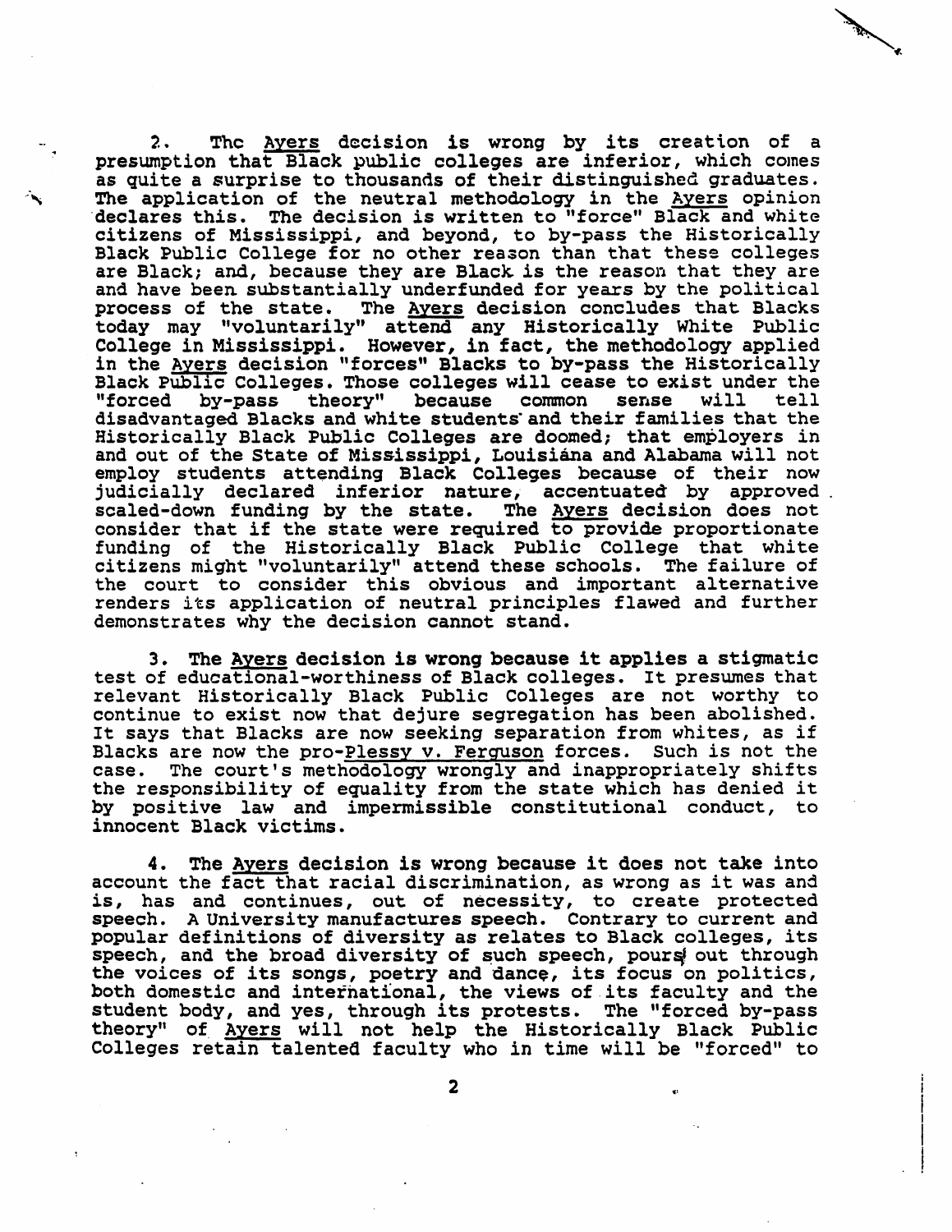2. The Ayers decision is wrong by its creation of a presumption that Black public colleges are inferior, which comes as quite a surprise to thousands of their distinguished graduates. The application of the neutral methodology in the Ayers opinion declares this. The decision is written to "force" Black and white citizens of Mississippi, and beyond, to by-pass the Historically Black Public College for no other reason than that these colleges are Black; and, because they are Black is the reason that they are and have been substantially underfunded for years by the political process of the state. The Ayers decision concludes that Blacks today may "voluntarily" attend any Historically White Public College in Mississippi. However, in fact, the methodology applied in the Ayers decision "forces" Blacks to by-pass the Historically Black Public Colleges. Those colleges will cease to exist under the "forced by-pass theory" because common sense will tell disadvantaged Blacks and white students and their families that the Historically Black Public Colleges are doomed; that employers in and out of the State of Mississippi, Louisiána and Alabama will not employ students attending Black Colleges because of their now judicially declared inferior nature, accentuated by approved scaled-down funding by the state. The Ayers decision does not consider that if the state were required to provide proportionate funding of the Historically Black Public College that white citizens might "voluntarily" attend these schools. The failure of the court to consider this obvious and important alternative renders its application of neutral principles flawed and further demonstrates why the decision cannot stand.

3. The Ayers decision is wrong because it applies a stigmatic test of educational-worthiness of Black colleges. It presumes that relevant Historically Black Public Colleges are not worthy to continue to exist now that dejure segregation has been abolished. It says that Blacks are now seeking separation from whites, as if Blacks are now the pro-Plessy v. Ferguson forces. Such is not the case. The court's methodology wrongly and inappropriately shifts the responsibility of equality from the state which has denied it by positive law and impermissible constitutional conduct, to innocent Black victims.

4. The Ayers decision is wrong because it does not take into account the fact that racial discrimination, as wrong as it was and is, has and continues, out of necessity, to create protected speech. A University manufactures speech. Contrary to current and popular definitions of diversity as relates to Black colleges, its speech, and the broad diversity of such speech, pours out through the voices of its songs, poetry and dance, its focus on politics, both domestic and international, the views of its faculty and the student body, and yes, through its protests. The "forced by-pass theory" of Ayers will not help the Historically Black Public Colleges retain talented faculty who in time will be "forced" to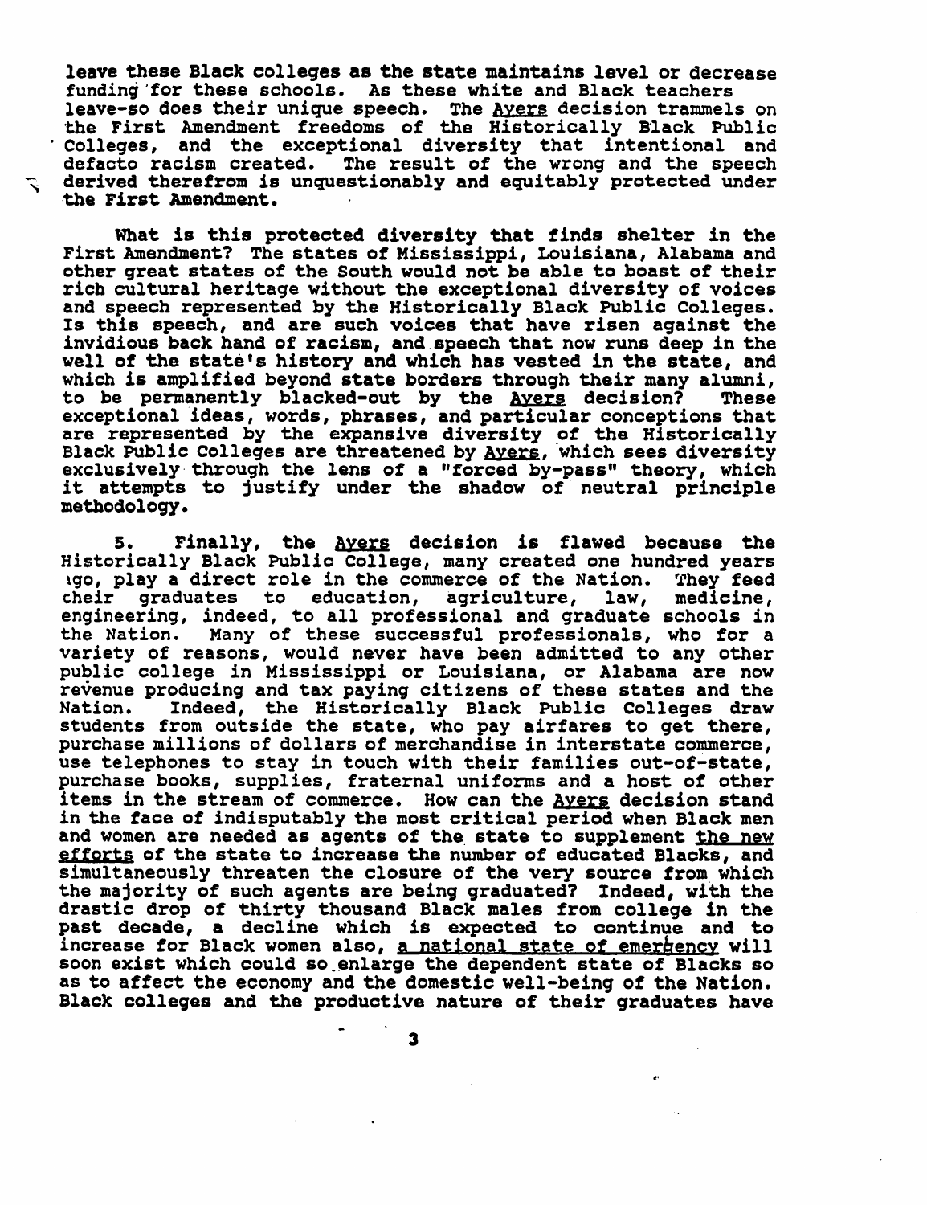leave these Black colleges as the state maintains level or decrease funding for these schools. As these white and Black teachers leave-so does their unique speech. The Ayers decision trammels on the First Amendment freedoms of the Historically Black Public Colleges, and the exceptional diversity that intentional and defacto racism created. The result of the wrong and the speech derived therefrom is unquestionably and equitably protected under the First Amendment.

What is this protected diversity that finds shelter in the First Amendment? The states of Mississippi, Louisiana, Alabama and other great states of the South would not be able to boast of their rich cultural heritage without the exceptional diversity of voices and speech represented by the Historically Black Public Colleges. Is this speech, and are such voices that have risen against the invidious back hand of racism, and speech that now runs deep in the well of the state's history and which has vested in the state, and which is amplified beyond state borders through their many alumni, to be permanently blacked-out by the Ayers decision? These exceptional ideas, words, phrases, and particular conceptions that are represented by the expansive diversity of the Historically Black Public Colleges are threatened by Ayers, which sees diversity exclusively through the lens of a "forced by-pass" theory, which it attempts to justify under the shadow of neutral principle methodology.

5. Finally, the Ayers decision is flawed because the Historically Black Public College, many created one hundred years ago, play a direct role in the commerce of the Nation. They feed their graduates to education, agriculture, law, medicine, engineering, indeed, to all professional and graduate schools in the Nation. Many of these successful professionals, who for a variety of reasons, would never have been admitted to any other public college in Mississippi or Louisiana, or Alabama are now revenue producing and tax paying citizens of these states and the Nation. Indeed, the Historically Black Public Colleges draw students from outside the state, who pay airfares to get there, purchase millions of dollars of merchandise in interstate commerce, use telephones to stay in touch with their families out-of-state, purchase books, supplies, fraternal uniforms and a host of other items in the stream of commerce. How can the Ayers decision stand in the face of indisputably the most critical period when Black men and women are needed as agents of the state to supplement the new efforts of the state to increase the number of educated Blacks, and simultaneously threaten the closure of the very source from which the majority of such agents are being graduated? Indeed, with the drastic drop of thirty thousand Black males from college in the past decade, a decline which is expected to continue and to increase for Black women also, a national state of emergency will soon exist which could so enlarge the dependent state of Blacks so as to affect the economy and the domestic well-being of the Nation. Black colleges and the productive nature of their graduates have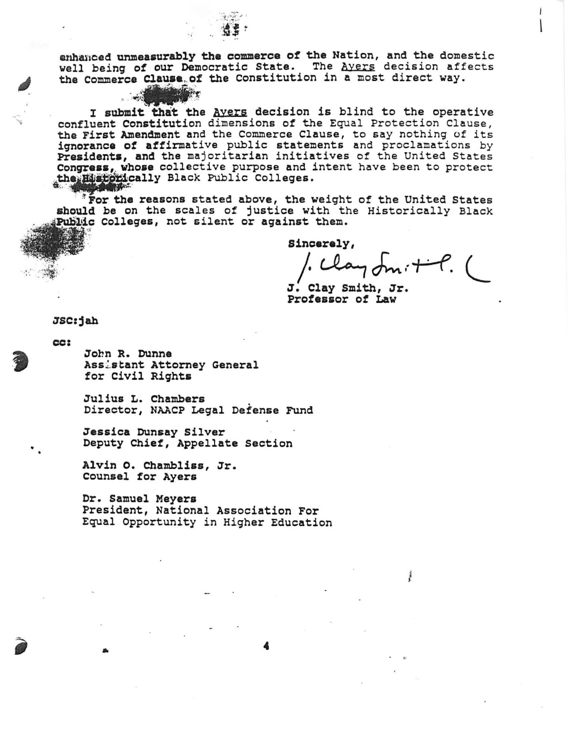enhanced unmeasurably the commerce of the Nation, and the domestic well being of our Democratic State. The Ayers decision affects the Commerce Clause of the Constitution in a most direct way.

I submit that the Ayers decision is blind to the operative confluent Constitution dimensions of the Equal Protection Clause, the First Amendment and the Commerce Clause, to say nothing of its ignorance of affirmative public statements and proclamations by Presidents, and the majoritarian initiatives of the United States Congress, whose collective purpose and intent have been to protect the Historically Black Public Colleges.

For the reasons stated above, the weight of the United States should be on the scales of justice with the Historically Black Public Colleges, not silent or against them.

Sincerely,

J. Clay Smith, Jr.
Professor of Law

JSC:jah

cc:

John R. Dunne
Assistant Attorney General
for Civil Rights

Julius L. Chambers
Director, NAACP Legal Defense Fund

Jessica Dunsay Silver
Deputy Chief, Appellate Section

Alvin O. Chambliss, Jr.
Counsel for Ayers

Dr. Samuel Meyers
President, National Association For
Equal Opportunity in Higher Education